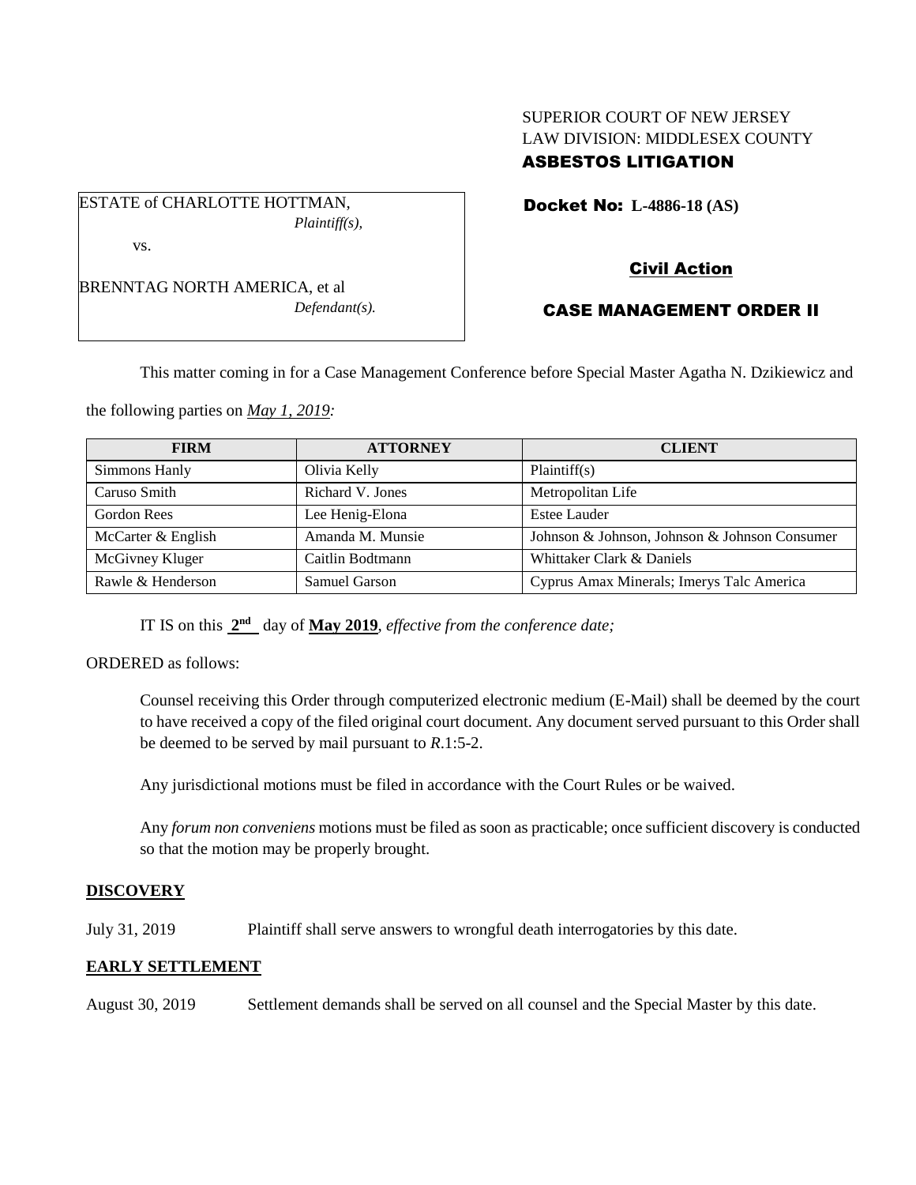SUPERIOR COURT OF NEW JERSEY
LAW DIVISION: MIDDLESEX COUNTY
**ASBESTOS LITIGATION**

ESTATE of CHARLOTTE HOTTMAN,
*Plaintiff(s),*

vs.

BRENNTAG NORTH AMERICA, et al
*Defendant(s).*

**Docket No: L-4886-18 (AS)**

**Civil Action**

**CASE MANAGEMENT ORDER II**

This matter coming in for a Case Management Conference before Special Master Agatha N. Dzikiewicz and the following parties on *May 1, 2019:*

| FIRM | ATTORNEY | CLIENT |
|---|---|---|
| Simmons Hanly | Olivia Kelly | Plaintiff(s) |
| Caruso Smith | Richard V. Jones | Metropolitan Life |
| Gordon Rees | Lee Henig-Elona | Estee Lauder |
| McCarter & English | Amanda M. Munsie | Johnson & Johnson, Johnson & Johnson Consumer |
| McGivney Kluger | Caitlin Bodtmann | Whittaker Clark & Daniels |
| Rawle & Henderson | Samuel Garson | Cyprus Amax Minerals; Imerys Talc America |

IT IS on this **2nd** day of **May 2019**, *effective from the conference date;*

ORDERED as follows:

Counsel receiving this Order through computerized electronic medium (E-Mail) shall be deemed by the court to have received a copy of the filed original court document. Any document served pursuant to this Order shall be deemed to be served by mail pursuant to *R*.1:5-2.

Any jurisdictional motions must be filed in accordance with the Court Rules or be waived.

Any *forum non conveniens* motions must be filed as soon as practicable; once sufficient discovery is conducted so that the motion may be properly brought.

**DISCOVERY**

July 31, 2019 Plaintiff shall serve answers to wrongful death interrogatories by this date.

**EARLY SETTLEMENT**

August 30, 2019 Settlement demands shall be served on all counsel and the Special Master by this date.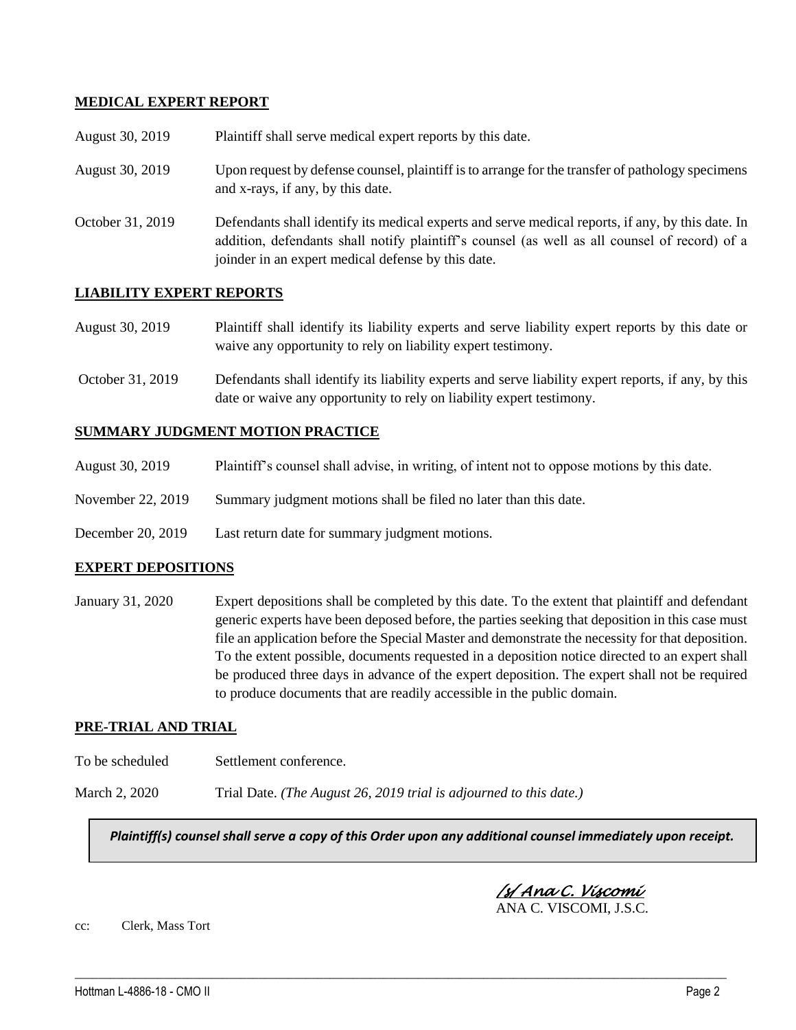**MEDICAL EXPERT REPORT**

| | |
|---|---|
| August 30, 2019 | Plaintiff shall serve medical expert reports by this date. |
| August 30, 2019 | Upon request by defense counsel, plaintiff is to arrange for the transfer of pathology specimens and x-rays, if any, by this date. |
| October 31, 2019 | Defendants shall identify its medical experts and serve medical reports, if any, by this date. In addition, defendants shall notify plaintiff's counsel (as well as all counsel of record) of a joinder in an expert medical defense by this date. |

**LIABILITY EXPERT REPORTS**

| | |
|---|---|
| August 30, 2019 | Plaintiff shall identify its liability experts and serve liability expert reports by this date or waive any opportunity to rely on liability expert testimony. |
| October 31, 2019 | Defendants shall identify its liability experts and serve liability expert reports, if any, by this date or waive any opportunity to rely on liability expert testimony. |

**SUMMARY JUDGMENT MOTION PRACTICE**

| | |
|---|---|
| August 30, 2019 | Plaintiff's counsel shall advise, in writing, of intent not to oppose motions by this date. |
| November 22, 2019 | Summary judgment motions shall be filed no later than this date. |
| December 20, 2019 | Last return date for summary judgment motions. |

**EXPERT DEPOSITIONS**

| | |
|---|---|
| January 31, 2020 | Expert depositions shall be completed by this date. To the extent that plaintiff and defendant generic experts have been deposed before, the parties seeking that deposition in this case must file an application before the Special Master and demonstrate the necessity for that deposition. To the extent possible, documents requested in a deposition notice directed to an expert shall be produced three days in advance of the expert deposition. The expert shall not be required to produce documents that are readily accessible in the public domain. |

**PRE-TRIAL AND TRIAL**

| | |
|---|---|
| To be scheduled | Settlement conference. |
| March 2, 2020 | Trial Date. *(The August 26, 2019 trial is adjourned to this date.)* |

***Plaintiff(s) counsel shall serve a copy of this Order upon any additional counsel immediately upon receipt.***

*/s/ Ana C. Viscomi*
ANA C. VISCOMI, J.S.C.

cc: Clerk, Mass Tort